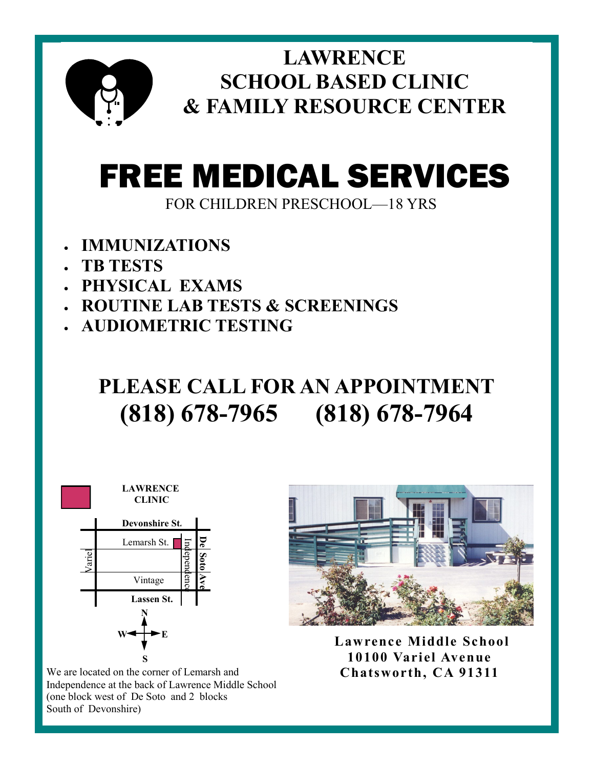# LAWRENCE SCHOOL BASED CLINIC & FAMILY RESOURCE CENTER

# FREE MEDICAL SERVICES

FOR CHILDREN PRESCHOOL—18 YRS

- **IMMUNIZATIONS**
- **TB TESTS**
- **PHYSICAL EXAMS**
- **ROUTINE LAB TESTS & SCREENINGS**
- **AUDIOMETRIC TESTING**

## PLEASE CALL FOR AN APPOINTMENT
## (818) 678-7965 (818) 678-7964

LAWRENCE CLINIC

Devonshire St.
Lemarsh St.
Variel
Independence
De Soto Ave
Vintage
Lassen St.
N
W
E
S

We are located on the corner of Lemarsh and Independence at the back of Lawrence Middle School (one block west of De Soto and 2 blocks South of Devonshire)

**Lawrence Middle School**
**10100 Variel Avenue**
**Chatsworth, CA 91311**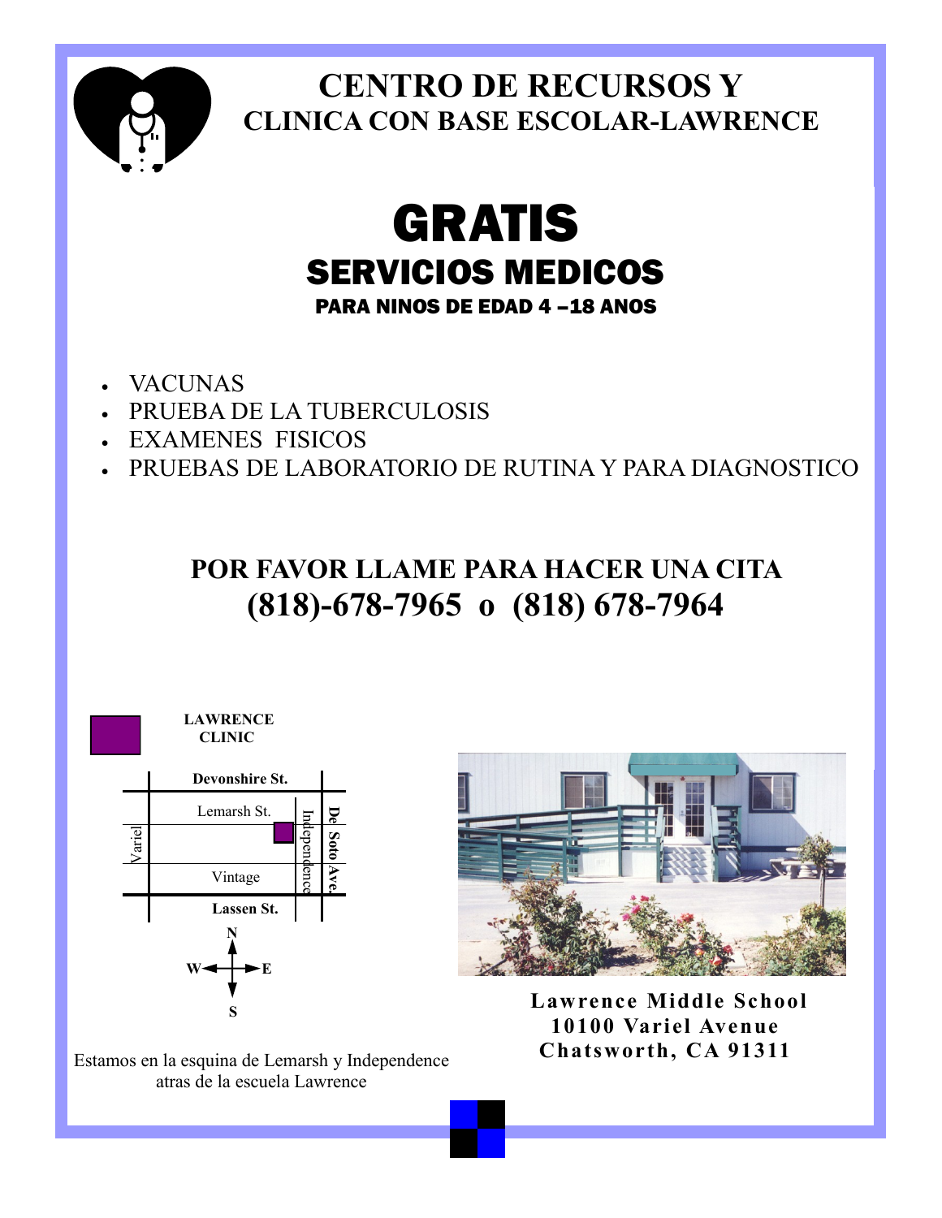# CENTRO DE RECURSOS Y
## CLINICA CON BASE ESCOLAR-LAWRENCE

# GRATIS
## SERVICIOS MEDICOS
### PARA NINOS DE EDAD 4 –18 ANOS

- VACUNAS
- PRUEBA DE LA TUBERCULOSIS
- EXAMENES FISICOS
- PRUEBAS DE LABORATORIO DE RUTINA Y PARA DIAGNOSTICO

**POR FAVOR LLAME PARA HACER UNA CITA**
**(818)-678-7965 o (818) 678-7964**

**LAWRENCE CLINIC**

**Devonshire St.**
Lemarsh St.
Variel
Independence
**De Soto Ave.**
Vintage
**Lassen St.**
N
W
E
S

Estamos en la esquina de Lemarsh y Independence atras de la escuela Lawrence

**Lawrence Middle School**
**10100 Variel Avenue**
**Chatsworth, CA 91311**